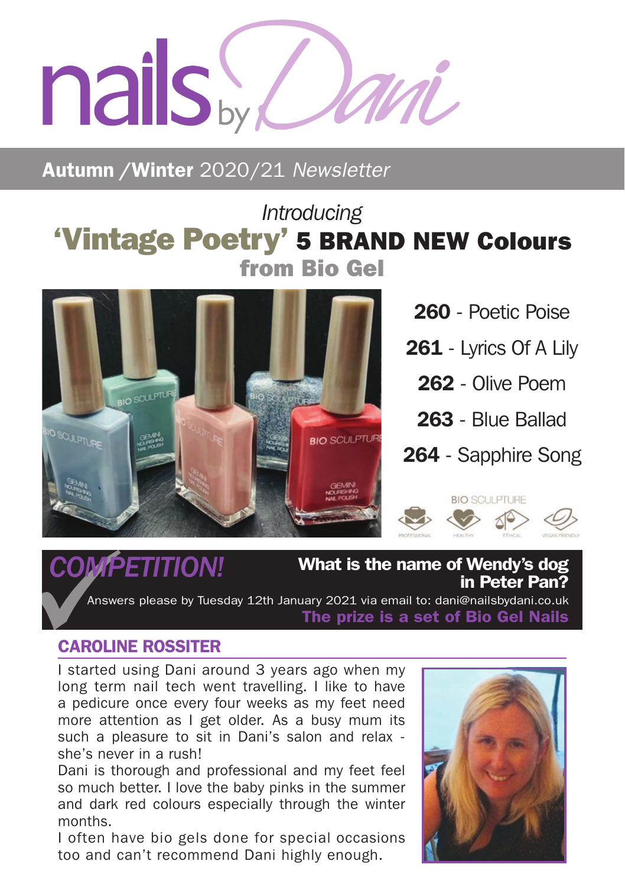# nails by Dani

## **Autumn /Winter** 2020/21 *Newsletter*

*Introducing*

## 'Vintage Poetry' 5 BRAND NEW Colours from Bio Gel

**260** - Poetic Poise

**261** - Lyrics Of A Lily

**262** - Olive Poem

**263** - Blue Ballad

**264** - Sapphire Song

BIO SCULPTURE

PROFESSIONAL HEALTHY ETHICAL VEGAN FRIENDLY

## *COMPETITION!*

**What is the name of Wendy's dog in Peter Pan?**

Answers please by Tuesday 12th January 2021 via email to: dani@nailsbydani.co.uk

**The prize is a set of Bio Gel Nails**

## CAROLINE ROSSITER

I started using Dani around 3 years ago when my long term nail tech went travelling. I like to have a pedicure once every four weeks as my feet need more attention as I get older. As a busy mum its such a pleasure to sit in Dani's salon and relax - she's never in a rush!

Dani is thorough and professional and my feet feel so much better. I love the baby pinks in the summer and dark red colours especially through the winter months.

I often have bio gels done for special occasions too and can't recommend Dani highly enough.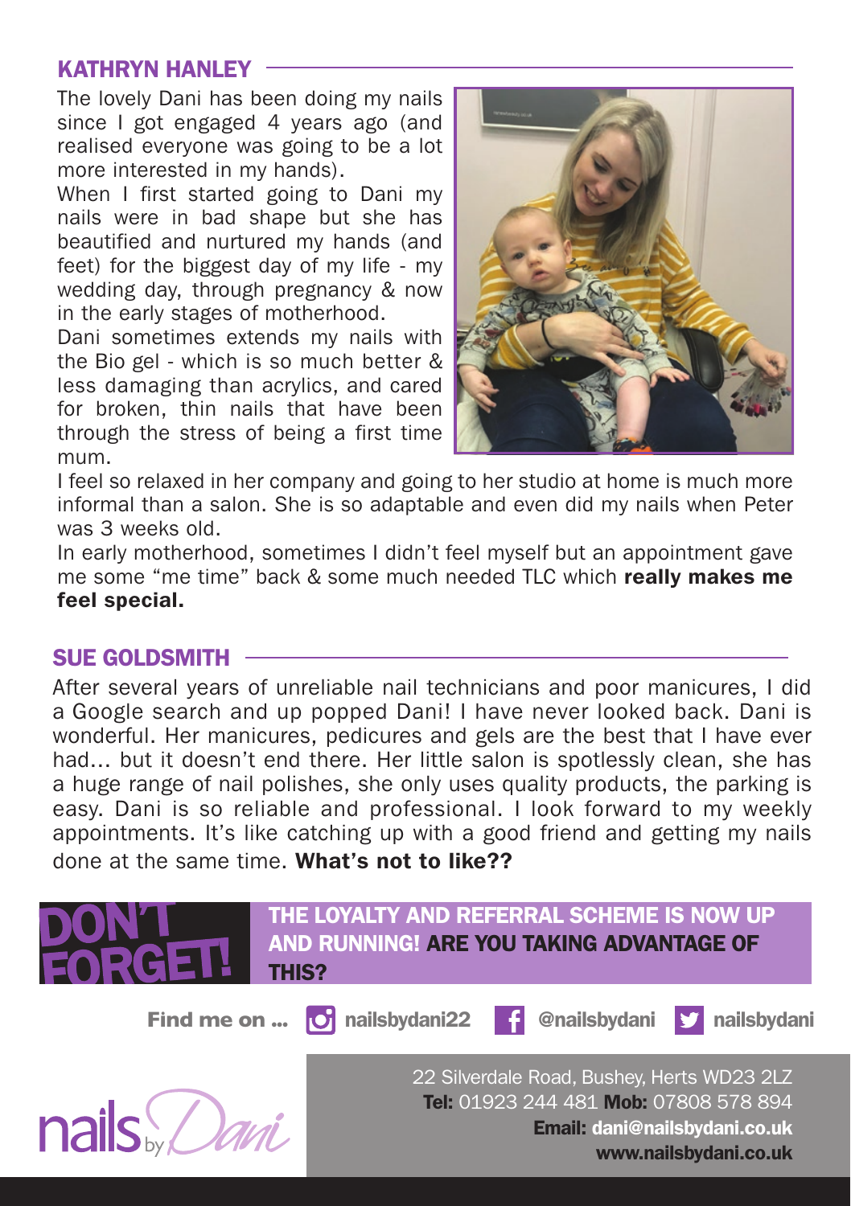## KATHRYN HANLEY

The lovely Dani has been doing my nails since I got engaged 4 years ago (and realised everyone was going to be a lot more interested in my hands).

When I first started going to Dani my nails were in bad shape but she has beautified and nurtured my hands (and feet) for the biggest day of my life - my wedding day, through pregnancy & now in the early stages of motherhood.

Dani sometimes extends my nails with the Bio gel - which is so much better & less damaging than acrylics, and cared for broken, thin nails that have been through the stress of being a first time mum.

I feel so relaxed in her company and going to her studio at home is much more informal than a salon. She is so adaptable and even did my nails when Peter was 3 weeks old.

In early motherhood, sometimes I didn't feel myself but an appointment gave me some "me time" back & some much needed TLC which **really makes me feel special.**

## SUE GOLDSMITH

After several years of unreliable nail technicians and poor manicures, I did a Google search and up popped Dani! I have never looked back. Dani is wonderful. Her manicures, pedicures and gels are the best that I have ever had... but it doesn't end there. Her little salon is spotlessly clean, she has a huge range of nail polishes, she only uses quality products, the parking is easy. Dani is so reliable and professional. I look forward to my weekly appointments. It's like catching up with a good friend and getting my nails done at the same time. **What's not to like??**

**DON'T FORGET!** **THE LOYALTY AND REFERRAL SCHEME IS NOW UP AND RUNNING! ARE YOU TAKING ADVANTAGE OF THIS?**

**Find me on ...** nailsbydani22 @nailsbydani nailsbydani

nails by Dani

22 Silverdale Road, Bushey, Herts WD23 2LZ
**Tel:** 01923 244 481 **Mob:** 07808 578 894
**Email:** dani@nailsbydani.co.uk
**www.nailsbydani.co.uk**